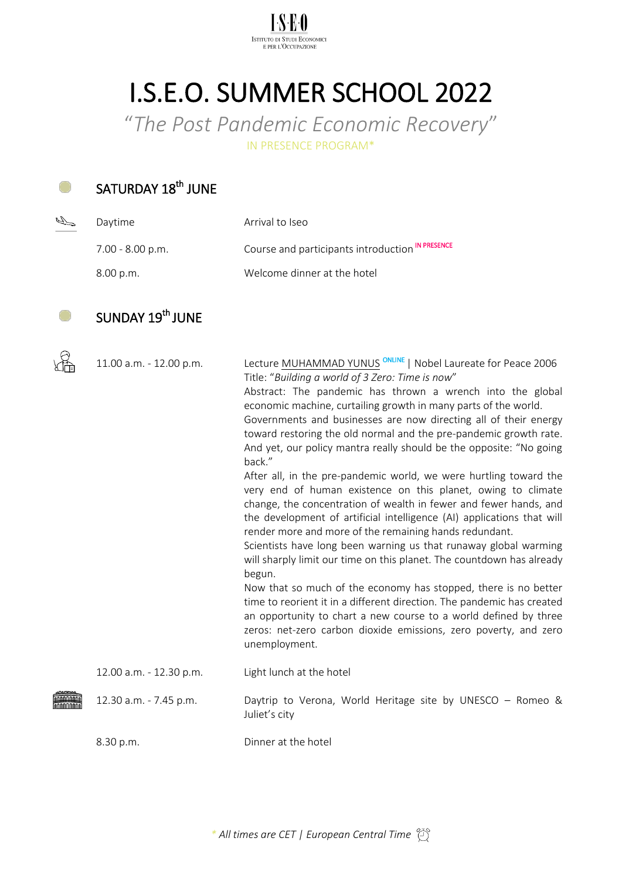ISEO
Istituto di Studi Economici e per l'Occupazione

# I.S.E.O. SUMMER SCHOOL 2022

*"The Post Pandemic Economic Recovery"*

IN PRESENCE PROGRAM*

## SATURDAY 18th JUNE

| | |
|---|---|
| Daytime | Arrival to Iseo |
| 7.00 - 8.00 p.m. | Course and participants introduction IN PRESENCE |
| 8.00 p.m. | Welcome dinner at the hotel |

## SUNDAY 19th JUNE

| | |
|---|---|
| 11.00 a.m. - 12.00 p.m. | Lecture MUHAMMAD YUNUS ONLINE \| Nobel Laureate for Peace 2006<br>Title: "*Building a world of 3 Zero: Time is now*"<br>Abstract: The pandemic has thrown a wrench into the global economic machine, curtailing growth in many parts of the world.<br>Governments and businesses are now directing all of their energy toward restoring the old normal and the pre-pandemic growth rate. And yet, our policy mantra really should be the opposite: "No going back."<br>After all, in the pre-pandemic world, we were hurtling toward the very end of human existence on this planet, owing to climate change, the concentration of wealth in fewer and fewer hands, and the development of artificial intelligence (AI) applications that will render more and more of the remaining hands redundant.<br>Scientists have long been warning us that runaway global warming will sharply limit our time on this planet. The countdown has already begun.<br>Now that so much of the economy has stopped, there is no better time to reorient it in a different direction. The pandemic has created an opportunity to chart a new course to a world defined by three zeros: net-zero carbon dioxide emissions, zero poverty, and zero unemployment. |
| 12.00 a.m. - 12.30 p.m. | Light lunch at the hotel |
| 12.30 a.m. - 7.45 p.m. | Daytrip to Verona, World Heritage site by UNESCO – Romeo & Juliet's city |
| 8.30 p.m. | Dinner at the hotel |

* *All times are CET | European Central Time*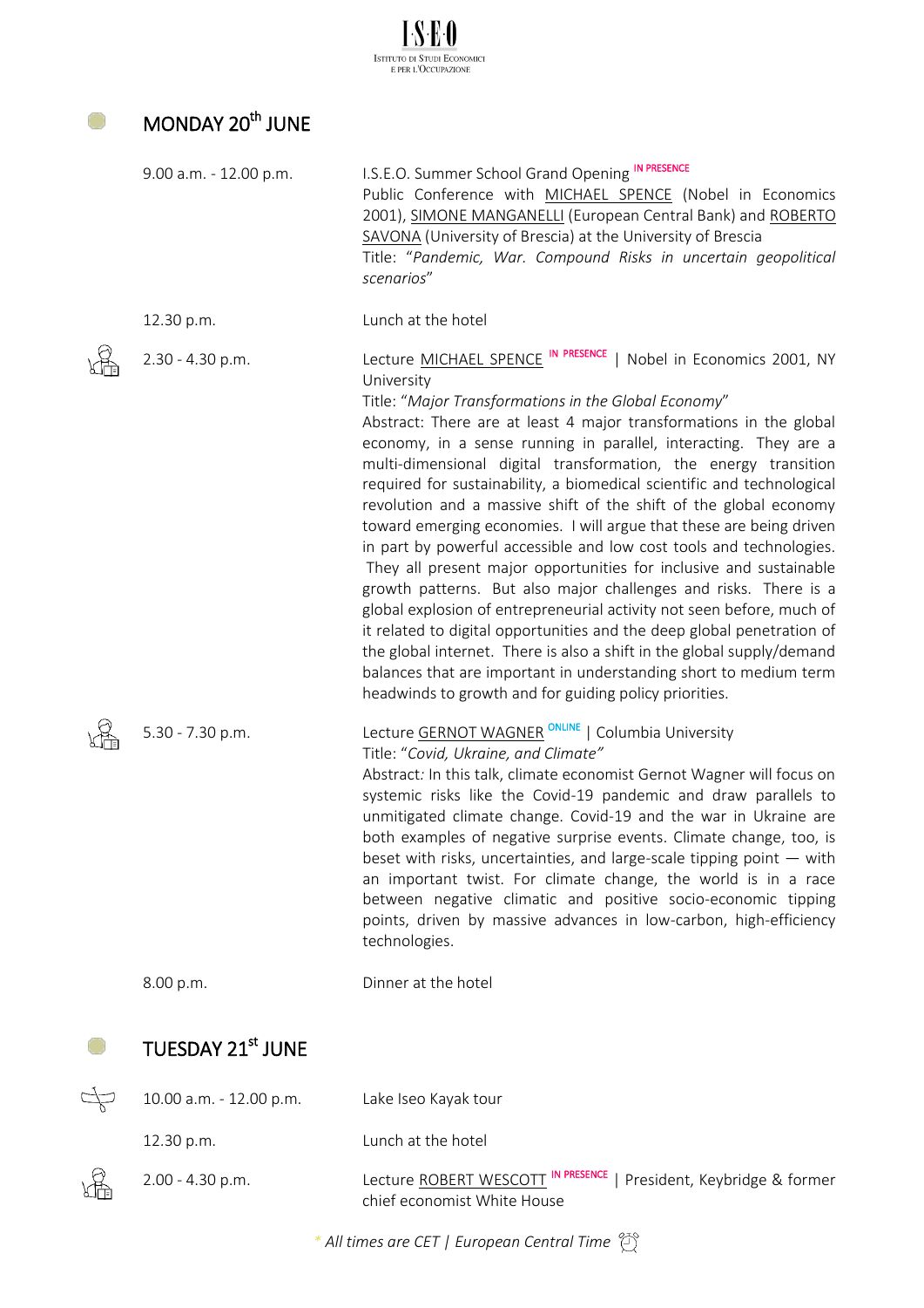## MONDAY 20th JUNE

9.00 a.m. - 12.00 p.m.

I.S.E.O. Summer School Grand Opening IN PRESENCE
Public Conference with MICHAEL SPENCE (Nobel in Economics 2001), SIMONE MANGANELLI (European Central Bank) and ROBERTO SAVONA (University of Brescia) at the University of Brescia
Title: "*Pandemic, War. Compound Risks in uncertain geopolitical scenarios*"

12.30 p.m.

Lunch at the hotel

2.30 - 4.30 p.m.

Lecture MICHAEL SPENCE IN PRESENCE | Nobel in Economics 2001, NY University
Title: "*Major Transformations in the Global Economy*"
Abstract: There are at least 4 major transformations in the global economy, in a sense running in parallel, interacting. They are a multi-dimensional digital transformation, the energy transition required for sustainability, a biomedical scientific and technological revolution and a massive shift of the shift of the global economy toward emerging economies. I will argue that these are being driven in part by powerful accessible and low cost tools and technologies. They all present major opportunities for inclusive and sustainable growth patterns. But also major challenges and risks. There is a global explosion of entrepreneurial activity not seen before, much of it related to digital opportunities and the deep global penetration of the global internet. There is also a shift in the global supply/demand balances that are important in understanding short to medium term headwinds to growth and for guiding policy priorities.

5.30 - 7.30 p.m.

Lecture GERNOT WAGNER ONLINE | Columbia University
Title: "*Covid, Ukraine, and Climate*"
Abstract: In this talk, climate economist Gernot Wagner will focus on systemic risks like the Covid-19 pandemic and draw parallels to unmitigated climate change. Covid-19 and the war in Ukraine are both examples of negative surprise events. Climate change, too, is beset with risks, uncertainties, and large-scale tipping point — with an important twist. For climate change, the world is in a race between negative climatic and positive socio-economic tipping points, driven by massive advances in low-carbon, high-efficiency technologies.

8.00 p.m.

Dinner at the hotel

## TUESDAY 21st JUNE

10.00 a.m. - 12.00 p.m.

Lake Iseo Kayak tour

12.30 p.m.

Lunch at the hotel

2.00 - 4.30 p.m.

Lecture ROBERT WESCOTT IN PRESENCE | President, Keybridge & former chief economist White House

\* *All times are CET | European Central Time*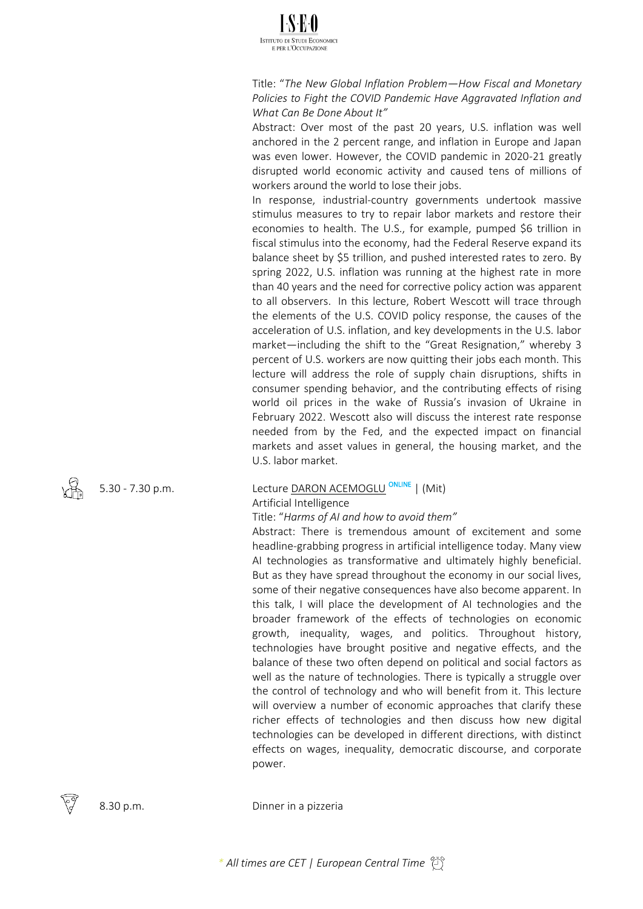Title: "*The New Global Inflation Problem—How Fiscal and Monetary Policies to Fight the COVID Pandemic Have Aggravated Inflation and What Can Be Done About It"*

Abstract: Over most of the past 20 years, U.S. inflation was well anchored in the 2 percent range, and inflation in Europe and Japan was even lower. However, the COVID pandemic in 2020-21 greatly disrupted world economic activity and caused tens of millions of workers around the world to lose their jobs.

In response, industrial-country governments undertook massive stimulus measures to try to repair labor markets and restore their economies to health. The U.S., for example, pumped $6 trillion in fiscal stimulus into the economy, had the Federal Reserve expand its balance sheet by $5 trillion, and pushed interested rates to zero. By spring 2022, U.S. inflation was running at the highest rate in more than 40 years and the need for corrective policy action was apparent to all observers. In this lecture, Robert Wescott will trace through the elements of the U.S. COVID policy response, the causes of the acceleration of U.S. inflation, and key developments in the U.S. labor market—including the shift to the "Great Resignation," whereby 3 percent of U.S. workers are now quitting their jobs each month. This lecture will address the role of supply chain disruptions, shifts in consumer spending behavior, and the contributing effects of rising world oil prices in the wake of Russia's invasion of Ukraine in February 2022. Wescott also will discuss the interest rate response needed from by the Fed, and the expected impact on financial markets and asset values in general, the housing market, and the U.S. labor market.

5.30 - 7.30 p.m.

Lecture DARON ACEMOGLU ONLINE | (Mit)

Artificial Intelligence

Title: "*Harms of AI and how to avoid them"*

Abstract: There is tremendous amount of excitement and some headline-grabbing progress in artificial intelligence today. Many view AI technologies as transformative and ultimately highly beneficial. But as they have spread throughout the economy in our social lives, some of their negative consequences have also become apparent. In this talk, I will place the development of AI technologies and the broader framework of the effects of technologies on economic growth, inequality, wages, and politics. Throughout history, technologies have brought positive and negative effects, and the balance of these two often depend on political and social factors as well as the nature of technologies. There is typically a struggle over the control of technology and who will benefit from it. This lecture will overview a number of economic approaches that clarify these richer effects of technologies and then discuss how new digital technologies can be developed in different directions, with distinct effects on wages, inequality, democratic discourse, and corporate power.

8.30 p.m.

Dinner in a pizzeria

*\* All times are CET | European Central Time*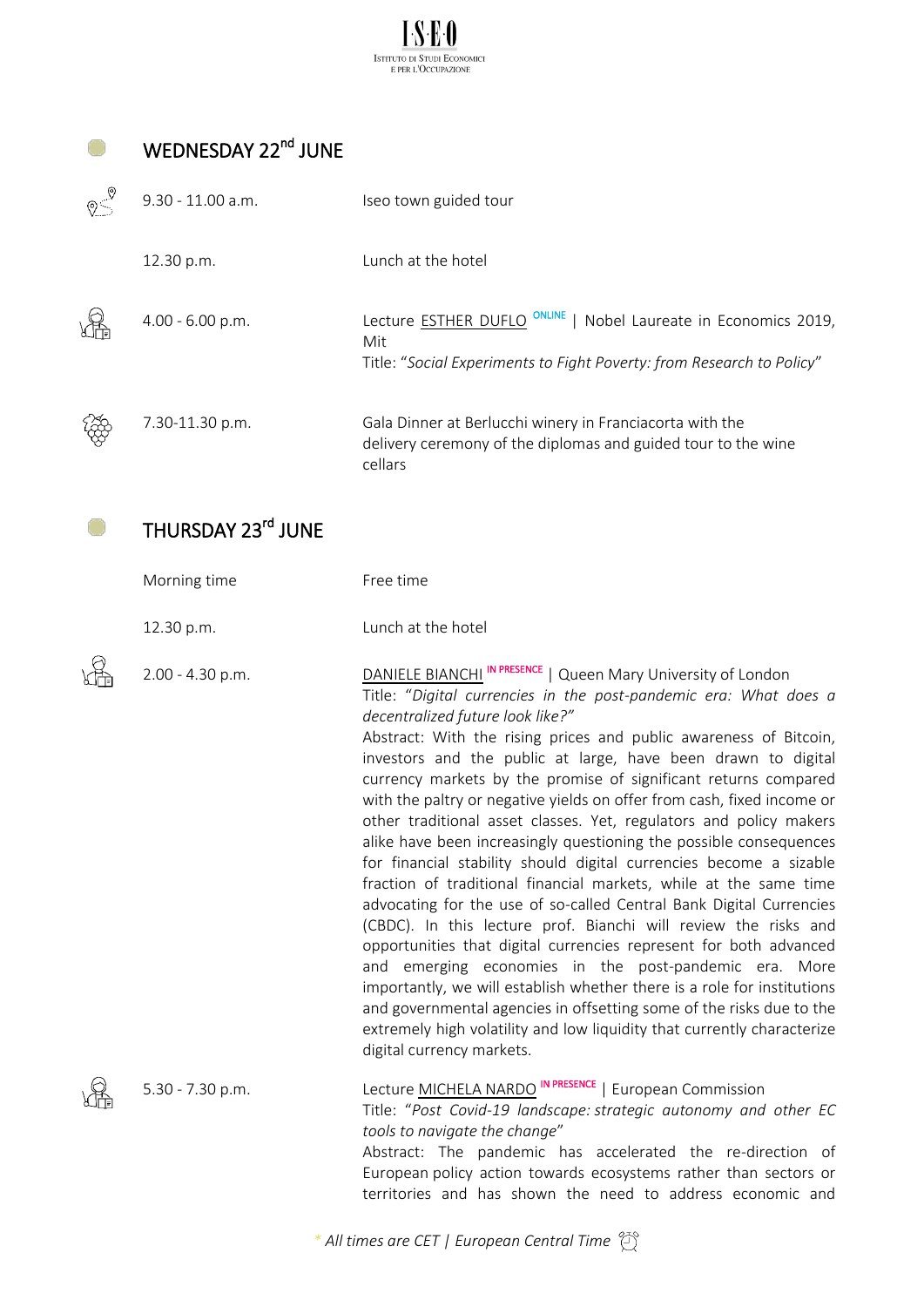## WEDNESDAY 22nd JUNE

| | |
|---|---|
| 9.30 - 11.00 a.m. | Iseo town guided tour |
| 12.30 p.m. | Lunch at the hotel |
| 4.00 - 6.00 p.m. | Lecture ESTHER DUFLO ONLINE \| Nobel Laureate in Economics 2019, Mit<br>Title: "*Social Experiments to Fight Poverty: from Research to Policy*" |
| 7.30-11.30 p.m. | Gala Dinner at Berlucchi winery in Franciacorta with the delivery ceremony of the diplomas and guided tour to the wine cellars |

## THURSDAY 23rd JUNE

| | |
|---|---|
| Morning time | Free time |
| 12.30 p.m. | Lunch at the hotel |
| 2.00 - 4.30 p.m. | DANIELE BIANCHI IN PRESENCE \| Queen Mary University of London<br>Title: "*Digital currencies in the post-pandemic era: What does a decentralized future look like?*"<br>Abstract: With the rising prices and public awareness of Bitcoin, investors and the public at large, have been drawn to digital currency markets by the promise of significant returns compared with the paltry or negative yields on offer from cash, fixed income or other traditional asset classes. Yet, regulators and policy makers alike have been increasingly questioning the possible consequences for financial stability should digital currencies become a sizable fraction of traditional financial markets, while at the same time advocating for the use of so-called Central Bank Digital Currencies (CBDC). In this lecture prof. Bianchi will review the risks and opportunities that digital currencies represent for both advanced and emerging economies in the post-pandemic era. More importantly, we will establish whether there is a role for institutions and governmental agencies in offsetting some of the risks due to the extremely high volatility and low liquidity that currently characterize digital currency markets. |
| 5.30 - 7.30 p.m. | Lecture MICHELA NARDO IN PRESENCE \| European Commission<br>Title: "*Post Covid-19 landscape: strategic autonomy and other EC tools to navigate the change*"<br>Abstract: The pandemic has accelerated the re-direction of European policy action towards ecosystems rather than sectors or territories and has shown the need to address economic and |

\* *All times are CET | European Central Time*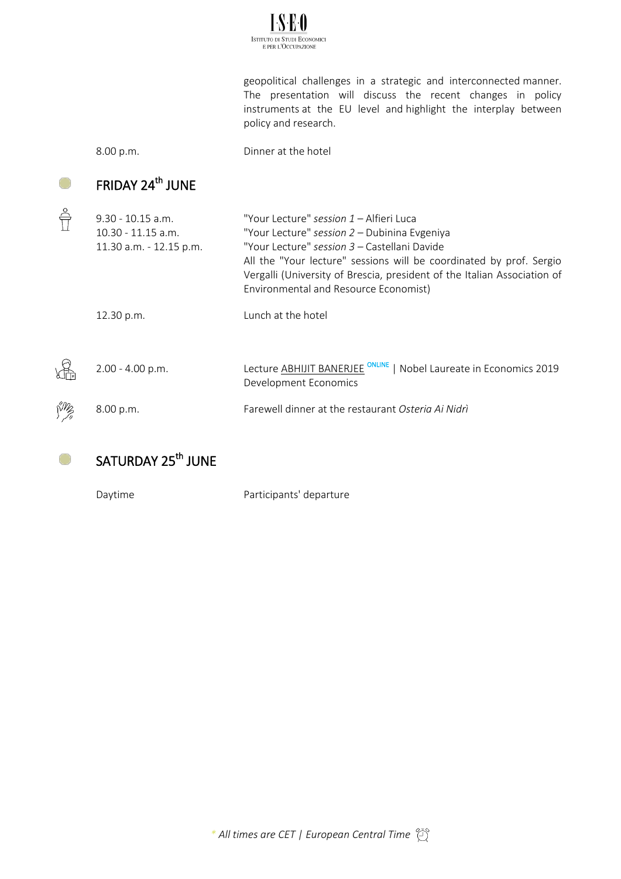geopolitical challenges in a strategic and interconnected manner. The presentation will discuss the recent changes in policy instruments at the EU level and highlight the interplay between policy and research.

| | |
|---|---|
| 8.00 p.m. | Dinner at the hotel |

## FRIDAY 24th JUNE

| | |
|---|---|
| 9.30 - 10.15 a.m. | "Your Lecture" *session 1* – Alfieri Luca |
| 10.30 - 11.15 a.m. | "Your Lecture" *session 2* – Dubinina Evgeniya |
| 11.30 a.m. - 12.15 p.m. | "Your Lecture" *session 3* – Castellani Davide |
| | All the "Your lecture" sessions will be coordinated by prof. Sergio Vergalli (University of Brescia, president of the Italian Association of Environmental and Resource Economist) |
| 12.30 p.m. | Lunch at the hotel |
| 2.00 - 4.00 p.m. | Lecture ABHIJIT BANERJEE ONLINE \| Nobel Laureate in Economics 2019<br>Development Economics |
| 8.00 p.m. | Farewell dinner at the restaurant *Osteria Ai Nidrì* |

## SATURDAY 25th JUNE

| | |
|---|---|
| Daytime | Participants' departure |

* *All times are CET | European Central Time*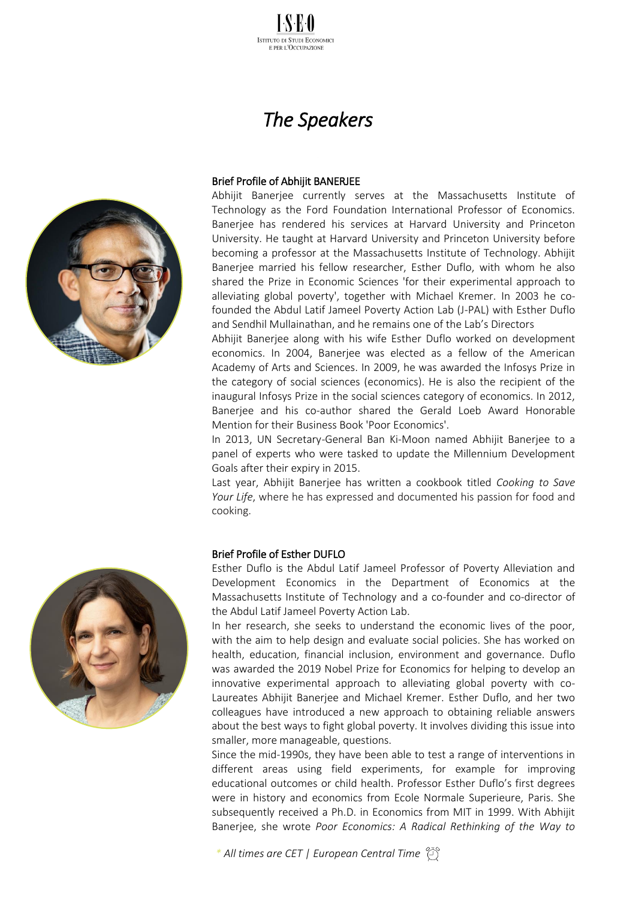# *The Speakers*

**Brief Profile of Abhijit BANERJEE**

Abhijit Banerjee currently serves at the Massachusetts Institute of Technology as the Ford Foundation International Professor of Economics. Banerjee has rendered his services at Harvard University and Princeton University. He taught at Harvard University and Princeton University before becoming a professor at the Massachusetts Institute of Technology. Abhijit Banerjee married his fellow researcher, Esther Duflo, with whom he also shared the Prize in Economic Sciences 'for their experimental approach to alleviating global poverty', together with Michael Kremer. In 2003 he co-founded the Abdul Latif Jameel Poverty Action Lab (J-PAL) with Esther Duflo and Sendhil Mullainathan, and he remains one of the Lab's Directors

Abhijit Banerjee along with his wife Esther Duflo worked on development economics. In 2004, Banerjee was elected as a fellow of the American Academy of Arts and Sciences. In 2009, he was awarded the Infosys Prize in the category of social sciences (economics). He is also the recipient of the inaugural Infosys Prize in the social sciences category of economics. In 2012, Banerjee and his co-author shared the Gerald Loeb Award Honorable Mention for their Business Book 'Poor Economics'.

In 2013, UN Secretary-General Ban Ki-Moon named Abhijit Banerjee to a panel of experts who were tasked to update the Millennium Development Goals after their expiry in 2015.

Last year, Abhijit Banerjee has written a cookbook titled *Cooking to Save Your Life*, where he has expressed and documented his passion for food and cooking.

**Brief Profile of Esther DUFLO**

Esther Duflo is the Abdul Latif Jameel Professor of Poverty Alleviation and Development Economics in the Department of Economics at the Massachusetts Institute of Technology and a co-founder and co-director of the Abdul Latif Jameel Poverty Action Lab.

In her research, she seeks to understand the economic lives of the poor, with the aim to help design and evaluate social policies. She has worked on health, education, financial inclusion, environment and governance. Duflo was awarded the 2019 Nobel Prize for Economics for helping to develop an innovative experimental approach to alleviating global poverty with co-Laureates Abhijit Banerjee and Michael Kremer. Esther Duflo, and her two colleagues have introduced a new approach to obtaining reliable answers about the best ways to fight global poverty. It involves dividing this issue into smaller, more manageable, questions.

Since the mid-1990s, they have been able to test a range of interventions in different areas using field experiments, for example for improving educational outcomes or child health. Professor Esther Duflo's first degrees were in history and economics from Ecole Normale Superieure, Paris. She subsequently received a Ph.D. in Economics from MIT in 1999. With Abhijit Banerjee, she wrote *Poor Economics: A Radical Rethinking of the Way to*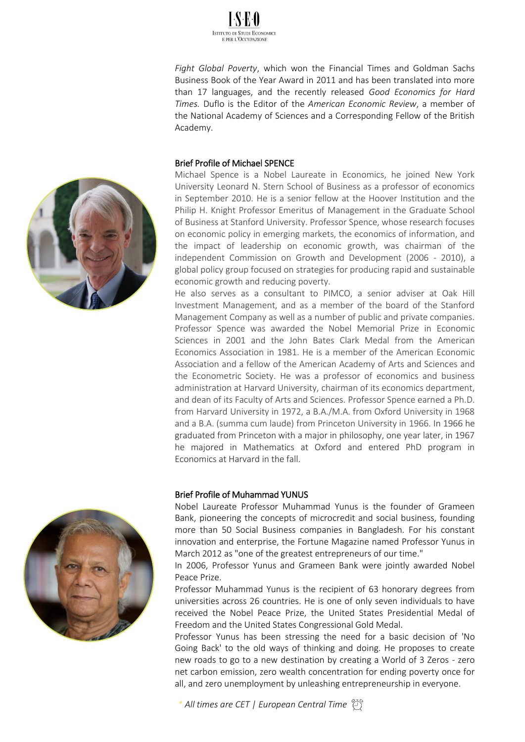*Fight Global Poverty*, which won the Financial Times and Goldman Sachs Business Book of the Year Award in 2011 and has been translated into more than 17 languages, and the recently released *Good Economics for Hard Times.* Duflo is the Editor of the *American Economic Review*, a member of the National Academy of Sciences and a Corresponding Fellow of the British Academy.

### Brief Profile of Michael SPENCE

Michael Spence is a Nobel Laureate in Economics, he joined New York University Leonard N. Stern School of Business as a professor of economics in September 2010. He is a senior fellow at the Hoover Institution and the Philip H. Knight Professor Emeritus of Management in the Graduate School of Business at Stanford University. Professor Spence, whose research focuses on economic policy in emerging markets, the economics of information, and the impact of leadership on economic growth, was chairman of the independent Commission on Growth and Development (2006 - 2010), a global policy group focused on strategies for producing rapid and sustainable economic growth and reducing poverty.

He also serves as a consultant to PIMCO, a senior adviser at Oak Hill Investment Management, and as a member of the board of the Stanford Management Company as well as a number of public and private companies. Professor Spence was awarded the Nobel Memorial Prize in Economic Sciences in 2001 and the John Bates Clark Medal from the American Economics Association in 1981. He is a member of the American Economic Association and a fellow of the American Academy of Arts and Sciences and the Econometric Society. He was a professor of economics and business administration at Harvard University, chairman of its economics department, and dean of its Faculty of Arts and Sciences. Professor Spence earned a Ph.D. from Harvard University in 1972, a B.A./M.A. from Oxford University in 1968 and a B.A. (summa cum laude) from Princeton University in 1966. In 1966 he graduated from Princeton with a major in philosophy, one year later, in 1967 he majored in Mathematics at Oxford and entered PhD program in Economics at Harvard in the fall.

### Brief Profile of Muhammad YUNUS

Nobel Laureate Professor Muhammad Yunus is the founder of Grameen Bank, pioneering the concepts of microcredit and social business, founding more than 50 Social Business companies in Bangladesh. For his constant innovation and enterprise, the Fortune Magazine named Professor Yunus in March 2012 as "one of the greatest entrepreneurs of our time."

In 2006, Professor Yunus and Grameen Bank were jointly awarded Nobel Peace Prize.

Professor Muhammad Yunus is the recipient of 63 honorary degrees from universities across 26 countries. He is one of only seven individuals to have received the Nobel Peace Prize, the United States Presidential Medal of Freedom and the United States Congressional Gold Medal.

Professor Yunus has been stressing the need for a basic decision of 'No Going Back' to the old ways of thinking and doing. He proposes to create new roads to go to a new destination by creating a World of 3 Zeros - zero net carbon emission, zero wealth concentration for ending poverty once for all, and zero unemployment by unleashing entrepreneurship in everyone.

*\* All times are CET | European Central Time*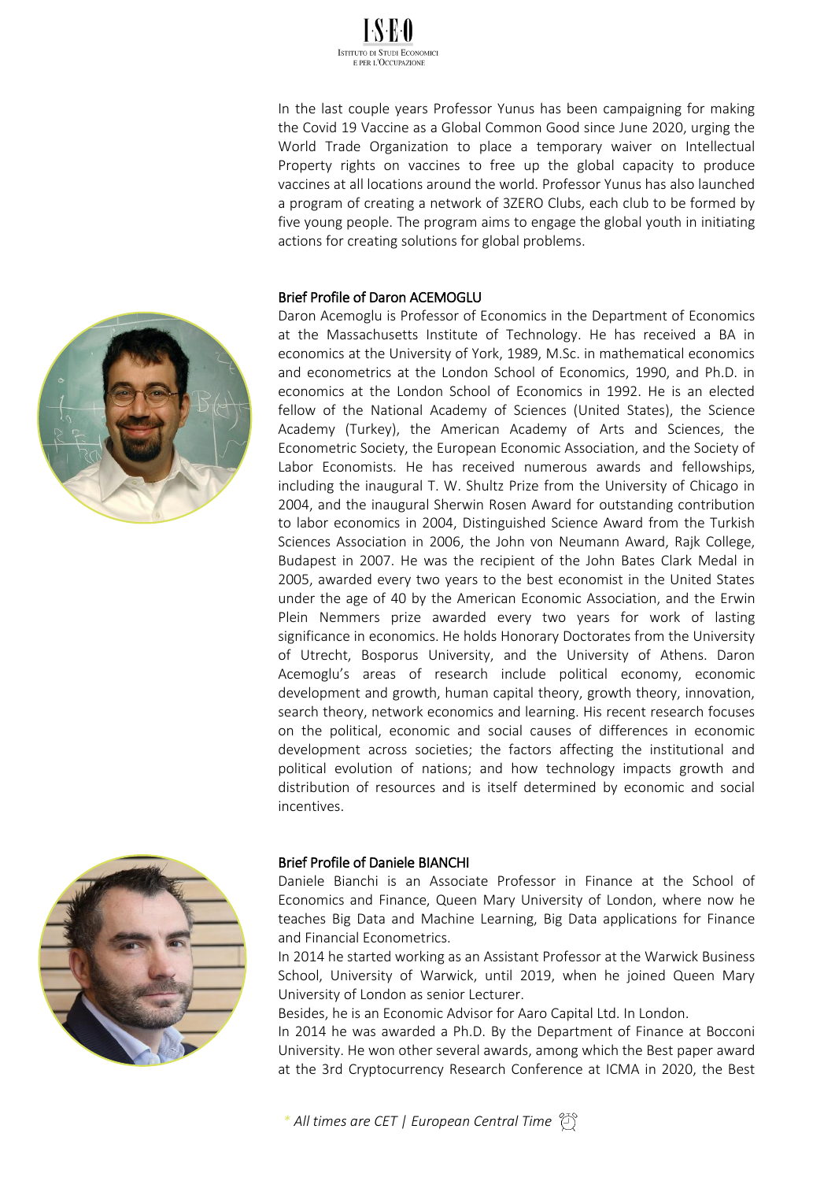In the last couple years Professor Yunus has been campaigning for making the Covid 19 Vaccine as a Global Common Good since June 2020, urging the World Trade Organization to place a temporary waiver on Intellectual Property rights on vaccines to free up the global capacity to produce vaccines at all locations around the world. Professor Yunus has also launched a program of creating a network of 3ZERO Clubs, each club to be formed by five young people. The program aims to engage the global youth in initiating actions for creating solutions for global problems.

### Brief Profile of Daron ACEMOGLU

Daron Acemoglu is Professor of Economics in the Department of Economics at the Massachusetts Institute of Technology. He has received a BA in economics at the University of York, 1989, M.Sc. in mathematical economics and econometrics at the London School of Economics, 1990, and Ph.D. in economics at the London School of Economics in 1992. He is an elected fellow of the National Academy of Sciences (United States), the Science Academy (Turkey), the American Academy of Arts and Sciences, the Econometric Society, the European Economic Association, and the Society of Labor Economists. He has received numerous awards and fellowships, including the inaugural T. W. Shultz Prize from the University of Chicago in 2004, and the inaugural Sherwin Rosen Award for outstanding contribution to labor economics in 2004, Distinguished Science Award from the Turkish Sciences Association in 2006, the John von Neumann Award, Rajk College, Budapest in 2007. He was the recipient of the John Bates Clark Medal in 2005, awarded every two years to the best economist in the United States under the age of 40 by the American Economic Association, and the Erwin Plein Nemmers prize awarded every two years for work of lasting significance in economics. He holds Honorary Doctorates from the University of Utrecht, Bosporus University, and the University of Athens. Daron Acemoglu's areas of research include political economy, economic development and growth, human capital theory, growth theory, innovation, search theory, network economics and learning. His recent research focuses on the political, economic and social causes of differences in economic development across societies; the factors affecting the institutional and political evolution of nations; and how technology impacts growth and distribution of resources and is itself determined by economic and social incentives.

### Brief Profile of Daniele BIANCHI

Daniele Bianchi is an Associate Professor in Finance at the School of Economics and Finance, Queen Mary University of London, where now he teaches Big Data and Machine Learning, Big Data applications for Finance and Financial Econometrics.

In 2014 he started working as an Assistant Professor at the Warwick Business School, University of Warwick, until 2019, when he joined Queen Mary University of London as senior Lecturer.

Besides, he is an Economic Advisor for Aaro Capital Ltd. In London.

In 2014 he was awarded a Ph.D. By the Department of Finance at Bocconi University. He won other several awards, among which the Best paper award at the 3rd Cryptocurrency Research Conference at ICMA in 2020, the Best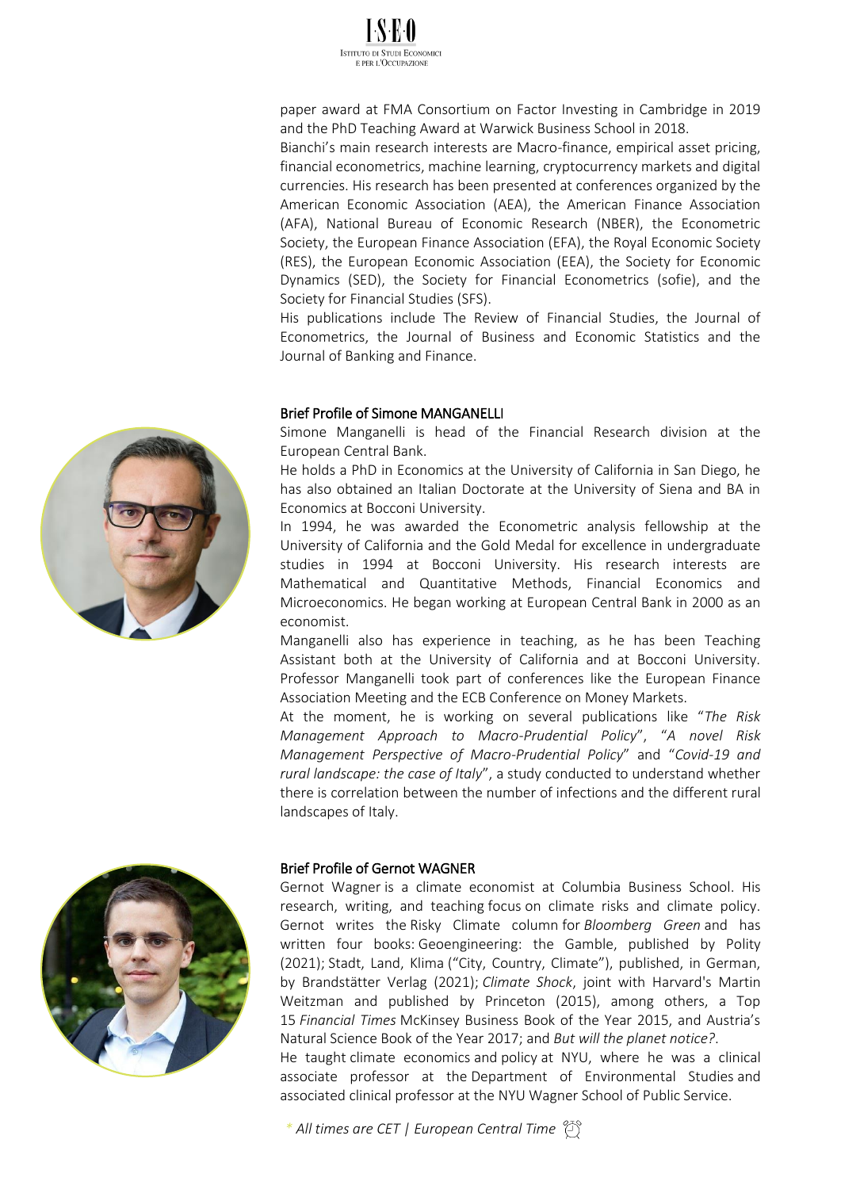paper award at FMA Consortium on Factor Investing in Cambridge in 2019 and the PhD Teaching Award at Warwick Business School in 2018.

Bianchi's main research interests are Macro-finance, empirical asset pricing, financial econometrics, machine learning, cryptocurrency markets and digital currencies. His research has been presented at conferences organized by the American Economic Association (AEA), the American Finance Association (AFA), National Bureau of Economic Research (NBER), the Econometric Society, the European Finance Association (EFA), the Royal Economic Society (RES), the European Economic Association (EEA), the Society for Economic Dynamics (SED), the Society for Financial Econometrics (sofie), and the Society for Financial Studies (SFS).

His publications include The Review of Financial Studies, the Journal of Econometrics, the Journal of Business and Economic Statistics and the Journal of Banking and Finance.

## Brief Profile of Simone MANGANELLI

Simone Manganelli is head of the Financial Research division at the European Central Bank.

He holds a PhD in Economics at the University of California in San Diego, he has also obtained an Italian Doctorate at the University of Siena and BA in Economics at Bocconi University.

In 1994, he was awarded the Econometric analysis fellowship at the University of California and the Gold Medal for excellence in undergraduate studies in 1994 at Bocconi University. His research interests are Mathematical and Quantitative Methods, Financial Economics and Microeconomics. He began working at European Central Bank in 2000 as an economist.

Manganelli also has experience in teaching, as he has been Teaching Assistant both at the University of California and at Bocconi University. Professor Manganelli took part of conferences like the European Finance Association Meeting and the ECB Conference on Money Markets.

At the moment, he is working on several publications like "*The Risk Management Approach to Macro-Prudential Policy*", "*A novel Risk Management Perspective of Macro-Prudential Policy*" and "*Covid-19 and rural landscape: the case of Italy*", a study conducted to understand whether there is correlation between the number of infections and the different rural landscapes of Italy.

## Brief Profile of Gernot WAGNER

Gernot Wagner is a climate economist at Columbia Business School. His research, writing, and teaching focus on climate risks and climate policy. Gernot writes the Risky Climate column for *Bloomberg Green* and has written four books: Geoengineering: the Gamble, published by Polity (2021); Stadt, Land, Klima ("City, Country, Climate"), published, in German, by Brandstätter Verlag (2021); *Climate Shock*, joint with Harvard's Martin Weitzman and published by Princeton (2015), among others, a Top 15 *Financial Times* McKinsey Business Book of the Year 2015, and Austria's Natural Science Book of the Year 2017; and *But will the planet notice?*.

He taught climate economics and policy at NYU, where he was a clinical associate professor at the Department of Environmental Studies and associated clinical professor at the NYU Wagner School of Public Service.

\* *All times are CET | European Central Time*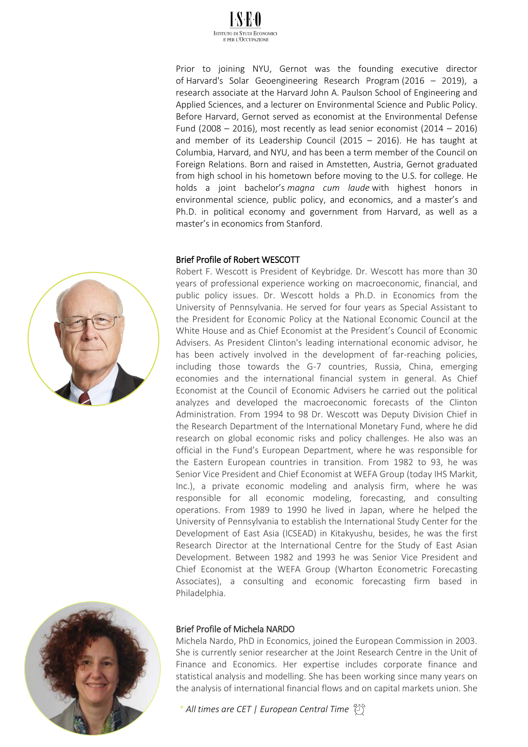Prior to joining NYU, Gernot was the founding executive director of Harvard's Solar Geoengineering Research Program (2016 – 2019), a research associate at the Harvard John A. Paulson School of Engineering and Applied Sciences, and a lecturer on Environmental Science and Public Policy. Before Harvard, Gernot served as economist at the Environmental Defense Fund (2008 – 2016), most recently as lead senior economist (2014 – 2016) and member of its Leadership Council (2015 – 2016). He has taught at Columbia, Harvard, and NYU, and has been a term member of the Council on Foreign Relations. Born and raised in Amstetten, Austria, Gernot graduated from high school in his hometown before moving to the U.S. for college. He holds a joint bachelor's *magna cum laude* with highest honors in environmental science, public policy, and economics, and a master's and Ph.D. in political economy and government from Harvard, as well as a master's in economics from Stanford.

## Brief Profile of Robert WESCOTT

Robert F. Wescott is President of Keybridge. Dr. Wescott has more than 30 years of professional experience working on macroeconomic, financial, and public policy issues. Dr. Wescott holds a Ph.D. in Economics from the University of Pennsylvania. He served for four years as Special Assistant to the President for Economic Policy at the National Economic Council at the White House and as Chief Economist at the President's Council of Economic Advisers. As President Clinton's leading international economic advisor, he has been actively involved in the development of far-reaching policies, including those towards the G-7 countries, Russia, China, emerging economies and the international financial system in general. As Chief Economist at the Council of Economic Advisers he carried out the political analyzes and developed the macroeconomic forecasts of the Clinton Administration. From 1994 to 98 Dr. Wescott was Deputy Division Chief in the Research Department of the International Monetary Fund, where he did research on global economic risks and policy challenges. He also was an official in the Fund's European Department, where he was responsible for the Eastern European countries in transition. From 1982 to 93, he was Senior Vice President and Chief Economist at WEFA Group (today IHS Markit, Inc.), a private economic modeling and analysis firm, where he was responsible for all economic modeling, forecasting, and consulting operations. From 1989 to 1990 he lived in Japan, where he helped the University of Pennsylvania to establish the International Study Center for the Development of East Asia (ICSEAD) in Kitakyushu, besides, he was the first Research Director at the International Centre for the Study of East Asian Development. Between 1982 and 1993 he was Senior Vice President and Chief Economist at the WEFA Group (Wharton Econometric Forecasting Associates), a consulting and economic forecasting firm based in Philadelphia.

## Brief Profile of Michela NARDO

Michela Nardo, PhD in Economics, joined the European Commission in 2003. She is currently senior researcher at the Joint Research Centre in the Unit of Finance and Economics. Her expertise includes corporate finance and statistical analysis and modelling. She has been working since many years on the analysis of international financial flows and on capital markets union. She

*All times are CET | European Central Time*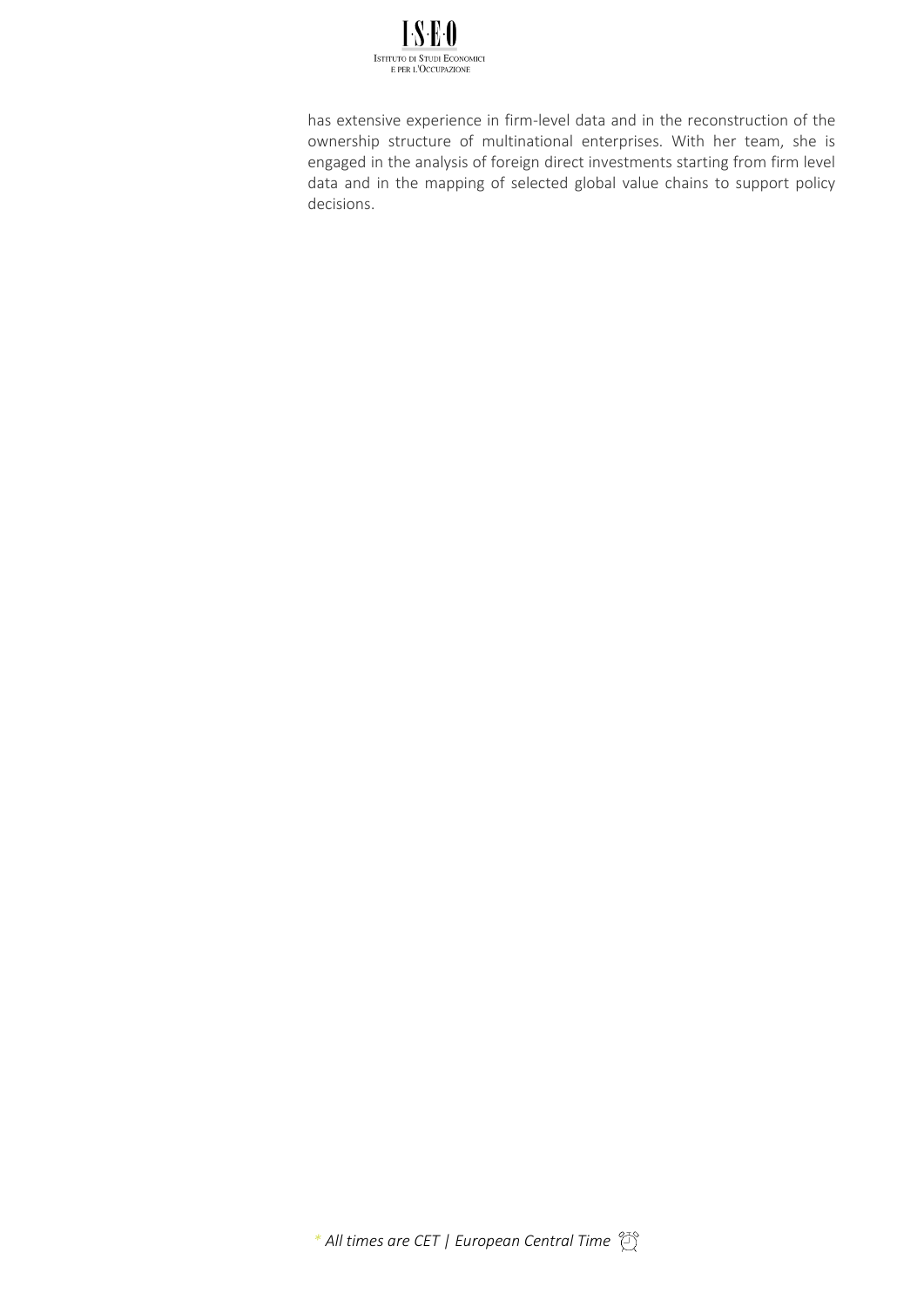has extensive experience in firm-level data and in the reconstruction of the ownership structure of multinational enterprises. With her team, she is engaged in the analysis of foreign direct investments starting from firm level data and in the mapping of selected global value chains to support policy decisions.